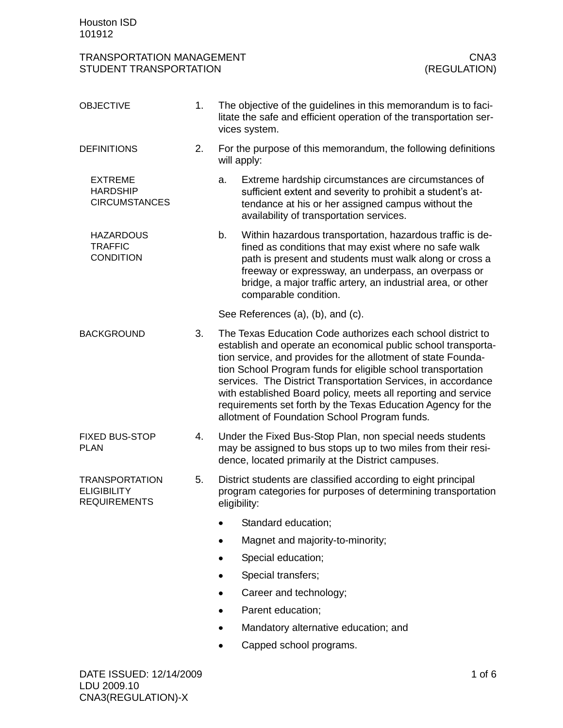Houston ISD
101912

# TRANSPORTATION MANAGEMENT — STUDENT TRANSPORTATION

CNA3 (REGULATION)

## OBJECTIVE

1. The objective of the guidelines in this memorandum is to facilitate the safe and efficient operation of the transportation services system.

## DEFINITIONS

2. For the purpose of this memorandum, the following definitions will apply:

### EXTREME HARDSHIP CIRCUMSTANCES

a. Extreme hardship circumstances are circumstances of sufficient extent and severity to prohibit a student's attendance at his or her assigned campus without the availability of transportation services.

### HAZARDOUS TRAFFIC CONDITION

b. Within hazardous transportation, hazardous traffic is defined as conditions that may exist where no safe walk path is present and students must walk along or cross a freeway or expressway, an underpass, an overpass or bridge, a major traffic artery, an industrial area, or other comparable condition.

See References (a), (b), and (c).

## BACKGROUND

3. The Texas Education Code authorizes each school district to establish and operate an economical public school transportation service, and provides for the allotment of state Foundation School Program funds for eligible school transportation services. The District Transportation Services, in accordance with established Board policy, meets all reporting and service requirements set forth by the Texas Education Agency for the allotment of Foundation School Program funds.

## FIXED BUS-STOP PLAN

4. Under the Fixed Bus-Stop Plan, non special needs students may be assigned to bus stops up to two miles from their residence, located primarily at the District campuses.

## TRANSPORTATION ELIGIBILITY REQUIREMENTS

5. District students are classified according to eight principal program categories for purposes of determining transportation eligibility:

- Standard education;
- Magnet and majority-to-minority;
- Special education;
- Special transfers;
- Career and technology;
- Parent education;
- Mandatory alternative education; and
- Capped school programs.

DATE ISSUED: 12/14/2009
LDU 2009.10
CNA3(REGULATION)-X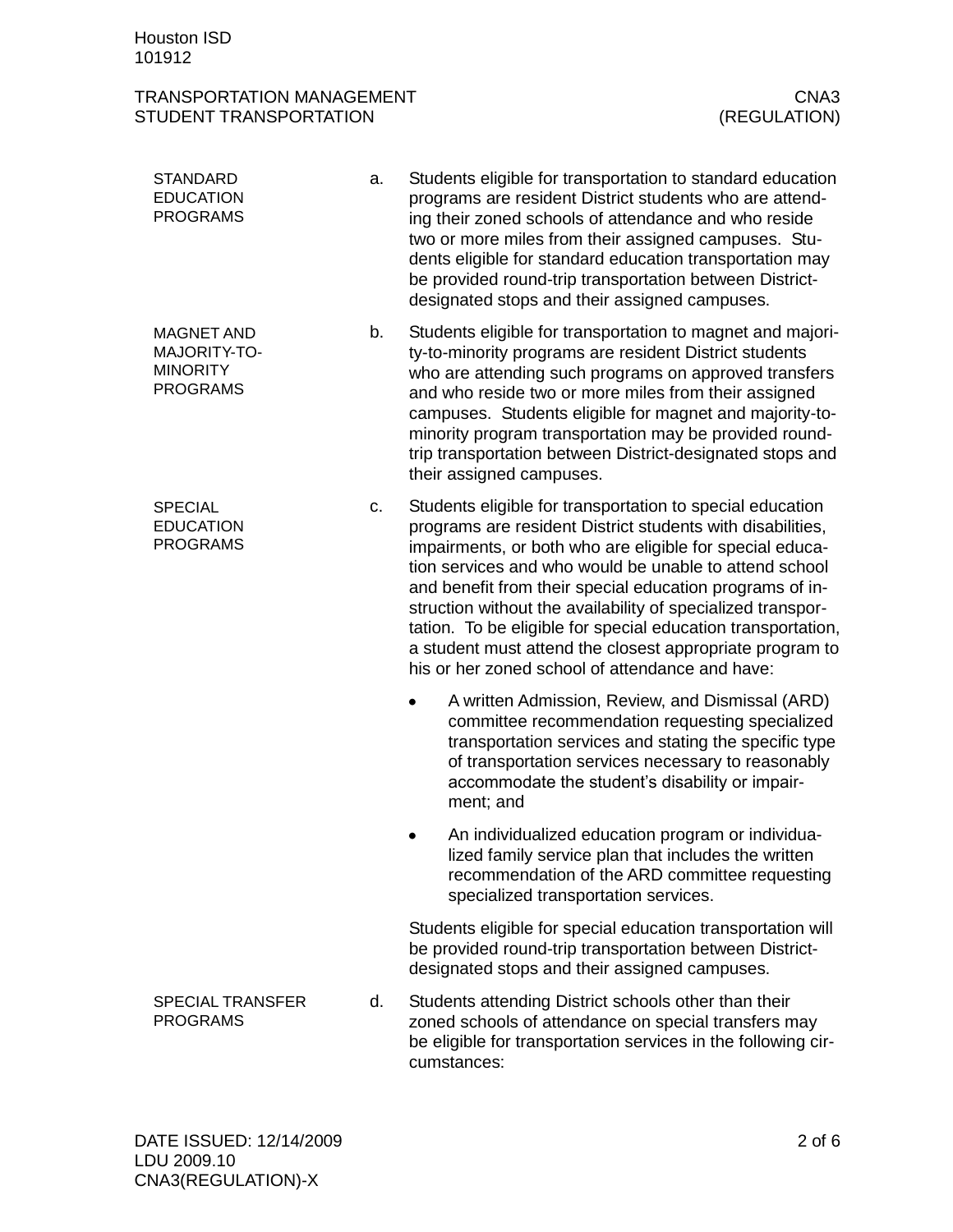STANDARD EDUCATION PROGRAMS

a. Students eligible for transportation to standard education programs are resident District students who are attending their zoned schools of attendance and who reside two or more miles from their assigned campuses. Students eligible for standard education transportation may be provided round-trip transportation between District-designated stops and their assigned campuses.

MAGNET AND MAJORITY-TO-MINORITY PROGRAMS

b. Students eligible for transportation to magnet and majority-to-minority programs are resident District students who are attending such programs on approved transfers and who reside two or more miles from their assigned campuses. Students eligible for magnet and majority-to-minority program transportation may be provided round-trip transportation between District-designated stops and their assigned campuses.

SPECIAL EDUCATION PROGRAMS

c. Students eligible for transportation to special education programs are resident District students with disabilities, impairments, or both who are eligible for special education services and who would be unable to attend school and benefit from their special education programs of instruction without the availability of specialized transportation. To be eligible for special education transportation, a student must attend the closest appropriate program to his or her zoned school of attendance and have:

- A written Admission, Review, and Dismissal (ARD) committee recommendation requesting specialized transportation services and stating the specific type of transportation services necessary to reasonably accommodate the student's disability or impairment; and
- An individualized education program or individualized family service plan that includes the written recommendation of the ARD committee requesting specialized transportation services.

Students eligible for special education transportation will be provided round-trip transportation between District-designated stops and their assigned campuses.

SPECIAL TRANSFER PROGRAMS

d. Students attending District schools other than their zoned schools of attendance on special transfers may be eligible for transportation services in the following circumstances: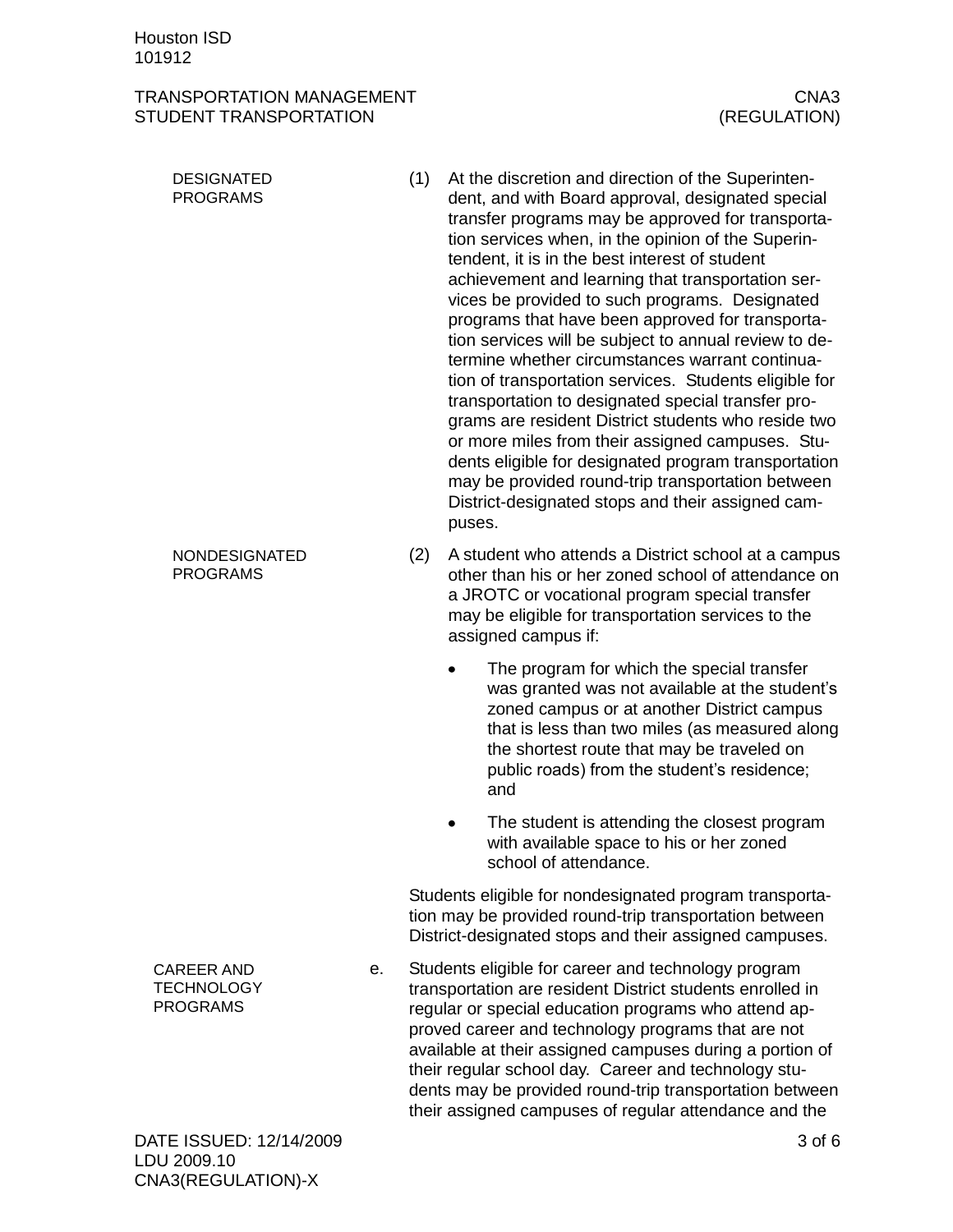DESIGNATED PROGRAMS

(1) At the discretion and direction of the Superintendent, and with Board approval, designated special transfer programs may be approved for transportation services when, in the opinion of the Superintendent, it is in the best interest of student achievement and learning that transportation services be provided to such programs. Designated programs that have been approved for transportation services will be subject to annual review to determine whether circumstances warrant continuation of transportation services. Students eligible for transportation to designated special transfer programs are resident District students who reside two or more miles from their assigned campuses. Students eligible for designated program transportation may be provided round-trip transportation between District-designated stops and their assigned campuses.

NONDESIGNATED PROGRAMS

(2) A student who attends a District school at a campus other than his or her zoned school of attendance on a JROTC or vocational program special transfer may be eligible for transportation services to the assigned campus if:

- The program for which the special transfer was granted was not available at the student's zoned campus or at another District campus that is less than two miles (as measured along the shortest route that may be traveled on public roads) from the student's residence; and
- The student is attending the closest program with available space to his or her zoned school of attendance.

Students eligible for nondesignated program transportation may be provided round-trip transportation between District-designated stops and their assigned campuses.

CAREER AND TECHNOLOGY PROGRAMS

e. Students eligible for career and technology program transportation are resident District students enrolled in regular or special education programs who attend approved career and technology programs that are not available at their assigned campuses during a portion of their regular school day. Career and technology students may be provided round-trip transportation between their assigned campuses of regular attendance and the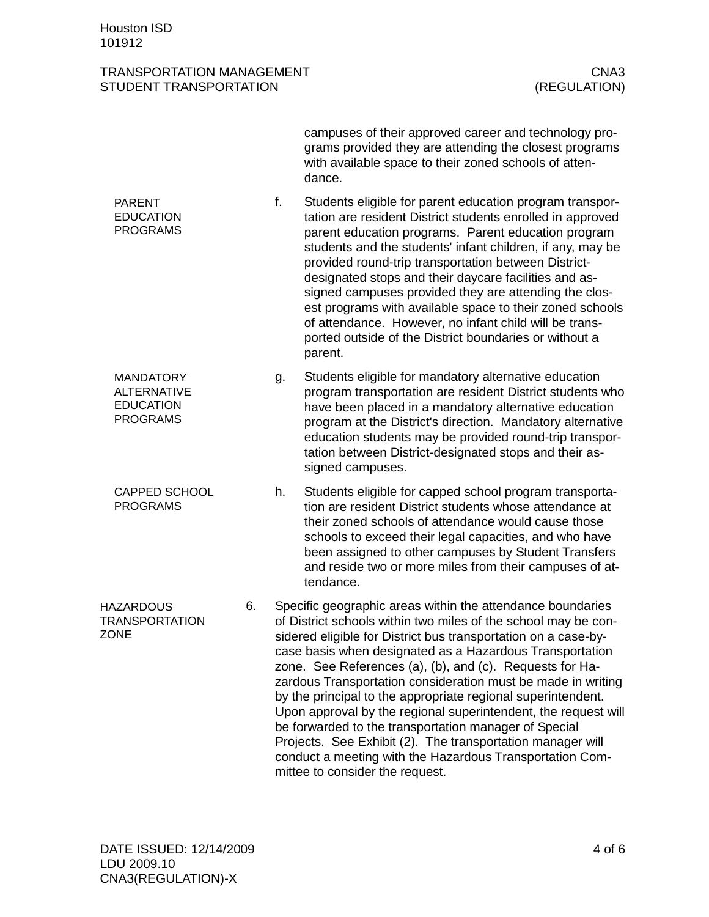campuses of their approved career and technology programs provided they are attending the closest programs with available space to their zoned schools of attendance.

**PARENT EDUCATION PROGRAMS**

f. Students eligible for parent education program transportation are resident District students enrolled in approved parent education programs. Parent education program students and the students' infant children, if any, may be provided round-trip transportation between District-designated stops and their daycare facilities and assigned campuses provided they are attending the closest programs with available space to their zoned schools of attendance. However, no infant child will be transported outside of the District boundaries or without a parent.

**MANDATORY ALTERNATIVE EDUCATION PROGRAMS**

g. Students eligible for mandatory alternative education program transportation are resident District students who have been placed in a mandatory alternative education program at the District's direction. Mandatory alternative education students may be provided round-trip transportation between District-designated stops and their assigned campuses.

**CAPPED SCHOOL PROGRAMS**

h. Students eligible for capped school program transportation are resident District students whose attendance at their zoned schools of attendance would cause those schools to exceed their legal capacities, and who have been assigned to other campuses by Student Transfers and reside two or more miles from their campuses of attendance.

**HAZARDOUS TRANSPORTATION ZONE**

6. Specific geographic areas within the attendance boundaries of District schools within two miles of the school may be considered eligible for District bus transportation on a case-by-case basis when designated as a Hazardous Transportation zone. See References (a), (b), and (c). Requests for Hazardous Transportation consideration must be made in writing by the principal to the appropriate regional superintendent. Upon approval by the regional superintendent, the request will be forwarded to the transportation manager of Special Projects. See Exhibit (2). The transportation manager will conduct a meeting with the Hazardous Transportation Committee to consider the request.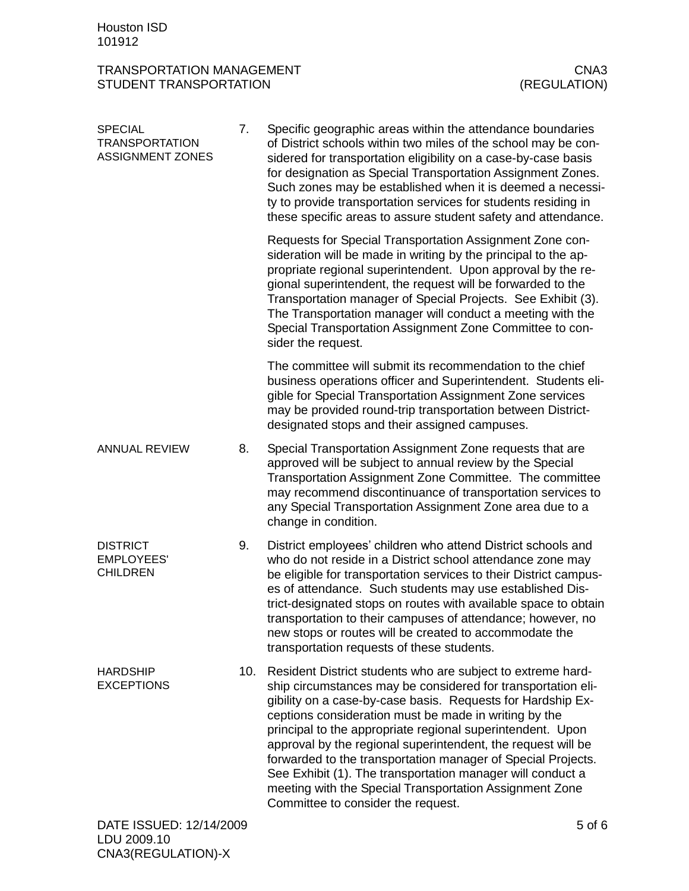**SPECIAL TRANSPORTATION ASSIGNMENT ZONES**

7. Specific geographic areas within the attendance boundaries of District schools within two miles of the school may be considered for transportation eligibility on a case-by-case basis for designation as Special Transportation Assignment Zones. Such zones may be established when it is deemed a necessity to provide transportation services for students residing in these specific areas to assure student safety and attendance.

   Requests for Special Transportation Assignment Zone consideration will be made in writing by the principal to the appropriate regional superintendent. Upon approval by the regional superintendent, the request will be forwarded to the Transportation manager of Special Projects. See Exhibit (3). The Transportation manager will conduct a meeting with the Special Transportation Assignment Zone Committee to consider the request.

   The committee will submit its recommendation to the chief business operations officer and Superintendent. Students eligible for Special Transportation Assignment Zone services may be provided round-trip transportation between District-designated stops and their assigned campuses.

**ANNUAL REVIEW**

8. Special Transportation Assignment Zone requests that are approved will be subject to annual review by the Special Transportation Assignment Zone Committee. The committee may recommend discontinuance of transportation services to any Special Transportation Assignment Zone area due to a change in condition.

**DISTRICT EMPLOYEES' CHILDREN**

9. District employees' children who attend District schools and who do not reside in a District school attendance zone may be eligible for transportation services to their District campuses of attendance. Such students may use established District-designated stops on routes with available space to obtain transportation to their campuses of attendance; however, no new stops or routes will be created to accommodate the transportation requests of these students.

**HARDSHIP EXCEPTIONS**

10. Resident District students who are subject to extreme hardship circumstances may be considered for transportation eligibility on a case-by-case basis. Requests for Hardship Exceptions consideration must be made in writing by the principal to the appropriate regional superintendent. Upon approval by the regional superintendent, the request will be forwarded to the transportation manager of Special Projects. See Exhibit (1). The transportation manager will conduct a meeting with the Special Transportation Assignment Zone Committee to consider the request.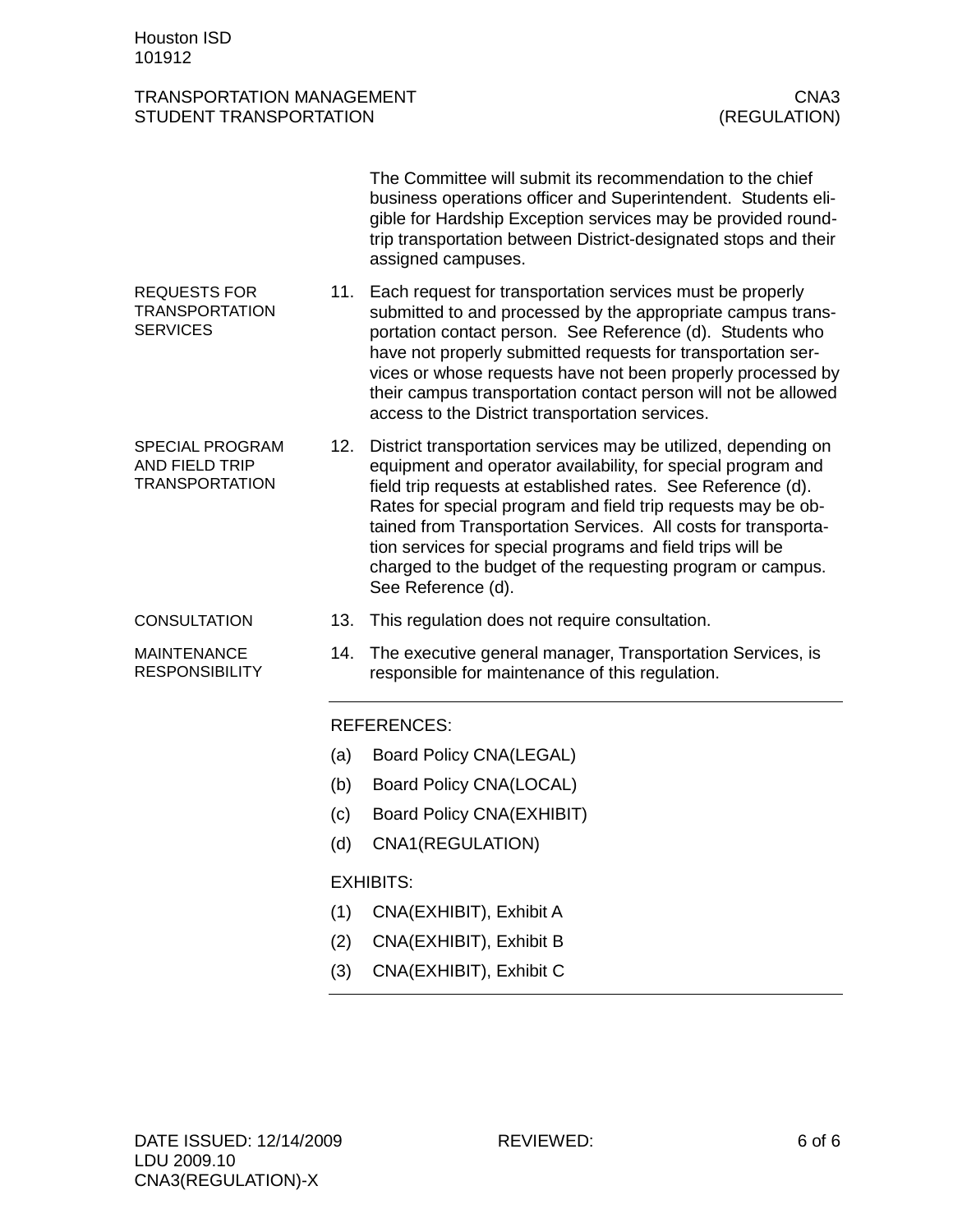The Committee will submit its recommendation to the chief business operations officer and Superintendent. Students eligible for Hardship Exception services may be provided round-trip transportation between District-designated stops and their assigned campuses.

**REQUESTS FOR TRANSPORTATION SERVICES**

11. Each request for transportation services must be properly submitted to and processed by the appropriate campus transportation contact person. See Reference (d). Students who have not properly submitted requests for transportation services or whose requests have not been properly processed by their campus transportation contact person will not be allowed access to the District transportation services.

**SPECIAL PROGRAM AND FIELD TRIP TRANSPORTATION**

12. District transportation services may be utilized, depending on equipment and operator availability, for special program and field trip requests at established rates. See Reference (d). Rates for special program and field trip requests may be obtained from Transportation Services. All costs for transportation services for special programs and field trips will be charged to the budget of the requesting program or campus. See Reference (d).

**CONSULTATION**

13. This regulation does not require consultation.

**MAINTENANCE RESPONSIBILITY**

14. The executive general manager, Transportation Services, is responsible for maintenance of this regulation.

---

REFERENCES:

(a) Board Policy CNA(LEGAL)

(b) Board Policy CNA(LOCAL)

(c) Board Policy CNA(EXHIBIT)

(d) CNA1(REGULATION)

EXHIBITS:

(1) CNA(EXHIBIT), Exhibit A

(2) CNA(EXHIBIT), Exhibit B

(3) CNA(EXHIBIT), Exhibit C

---